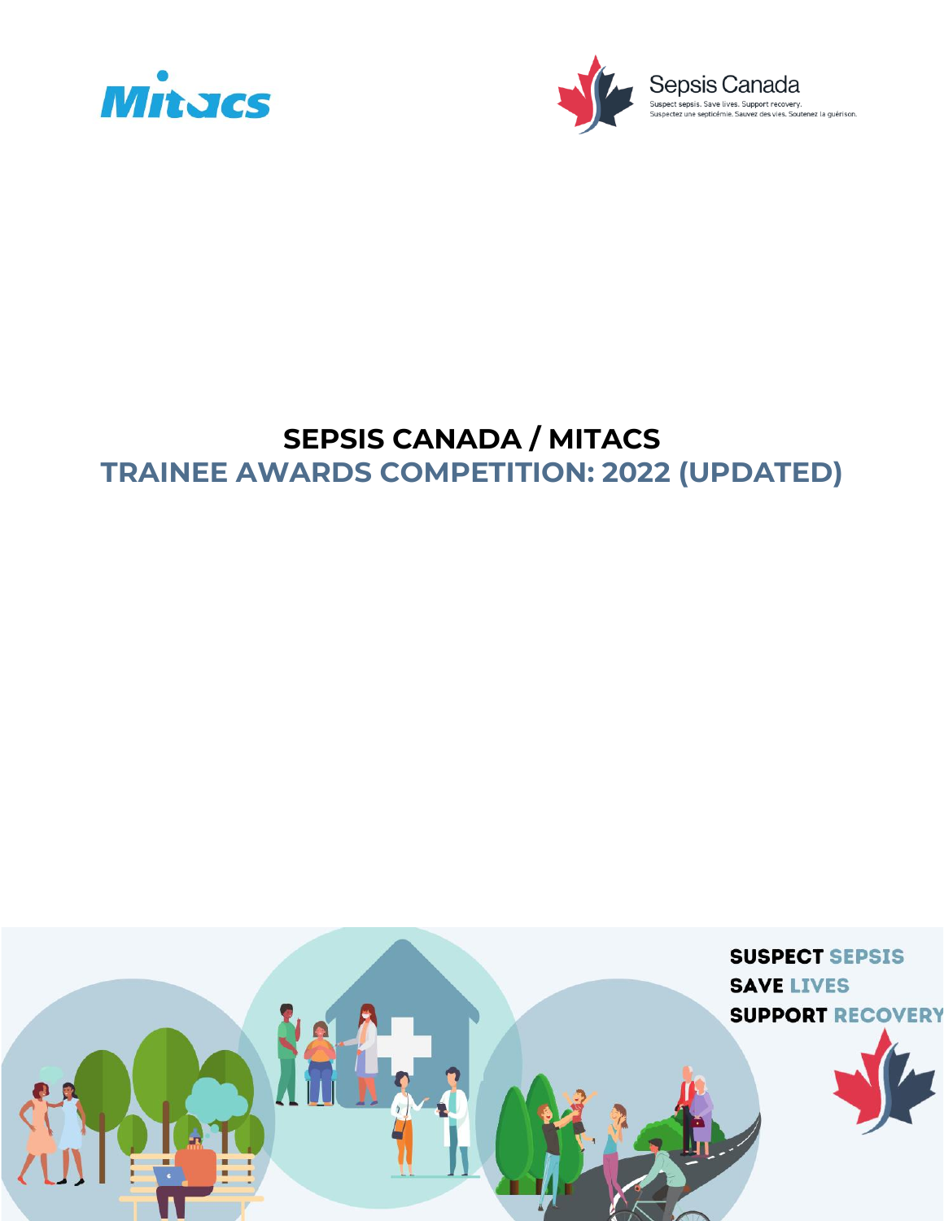Mitacs

Sepsis Canada

Suspect sepsis. Save lives. Support recovery.
Suspectez une septicémie. Sauvez des vies. Soutenez la guérison.

# SEPSIS CANADA / MITACS
## TRAINEE AWARDS COMPETITION: 2022 (UPDATED)

SUSPECT SEPSIS
SAVE LIVES
SUPPORT RECOVERY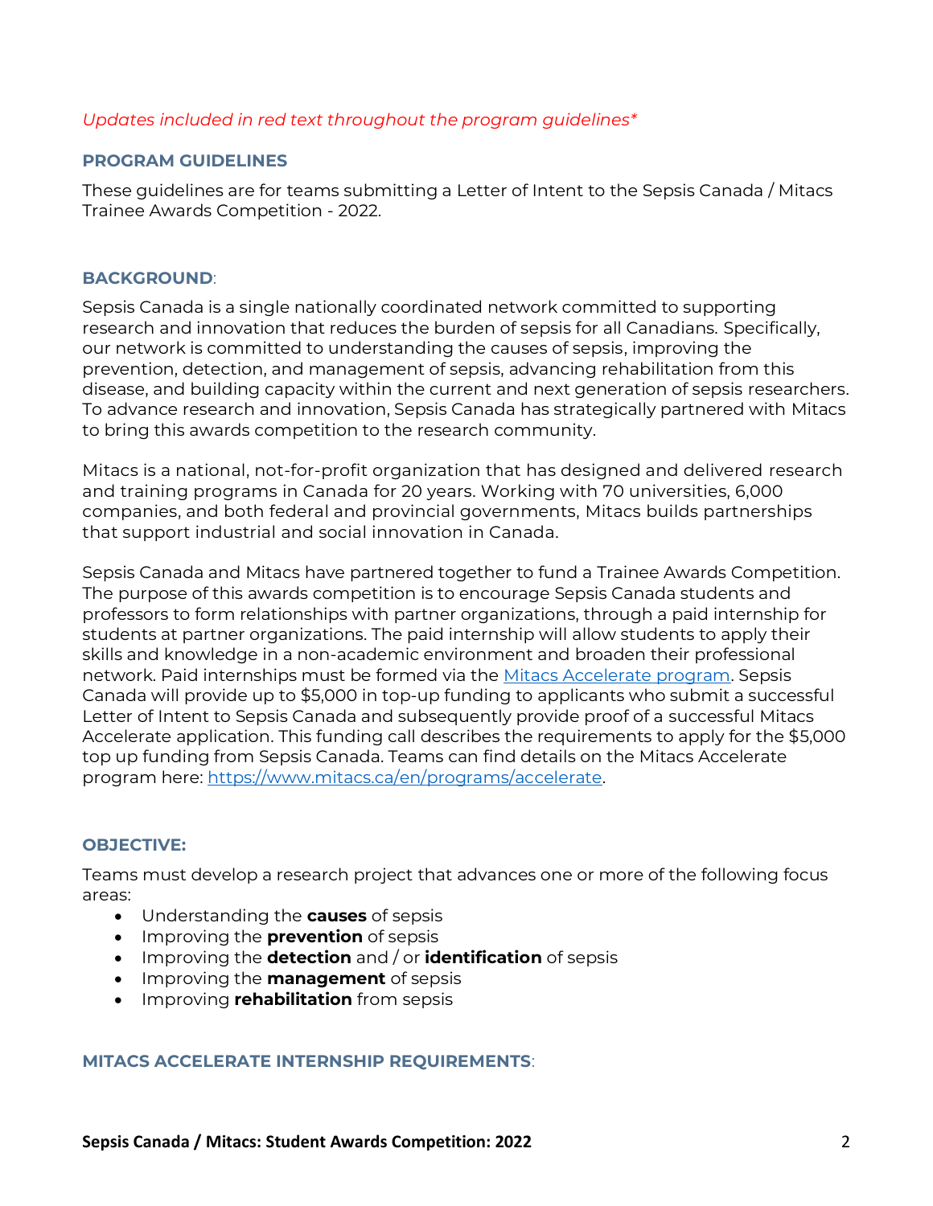*Updates included in red text throughout the program guidelines**

## PROGRAM GUIDELINES

These guidelines are for teams submitting a Letter of Intent to the Sepsis Canada / Mitacs Trainee Awards Competition - 2022.

## BACKGROUND:

Sepsis Canada is a single nationally coordinated network committed to supporting research and innovation that reduces the burden of sepsis for all Canadians. Specifically, our network is committed to understanding the causes of sepsis, improving the prevention, detection, and management of sepsis, advancing rehabilitation from this disease, and building capacity within the current and next generation of sepsis researchers. To advance research and innovation, Sepsis Canada has strategically partnered with Mitacs to bring this awards competition to the research community.

Mitacs is a national, not-for-profit organization that has designed and delivered research and training programs in Canada for 20 years. Working with 70 universities, 6,000 companies, and both federal and provincial governments, Mitacs builds partnerships that support industrial and social innovation in Canada.

Sepsis Canada and Mitacs have partnered together to fund a Trainee Awards Competition. The purpose of this awards competition is to encourage Sepsis Canada students and professors to form relationships with partner organizations, through a paid internship for students at partner organizations. The paid internship will allow students to apply their skills and knowledge in a non-academic environment and broaden their professional network. Paid internships must be formed via the Mitacs Accelerate program. Sepsis Canada will provide up to $5,000 in top-up funding to applicants who submit a successful Letter of Intent to Sepsis Canada and subsequently provide proof of a successful Mitacs Accelerate application. This funding call describes the requirements to apply for the $5,000 top up funding from Sepsis Canada. Teams can find details on the Mitacs Accelerate program here: https://www.mitacs.ca/en/programs/accelerate.

## OBJECTIVE:

Teams must develop a research project that advances one or more of the following focus areas:

- Understanding the **causes** of sepsis
- Improving the **prevention** of sepsis
- Improving the **detection** and / or **identification** of sepsis
- Improving the **management** of sepsis
- Improving **rehabilitation** from sepsis

## MITACS ACCELERATE INTERNSHIP REQUIREMENTS: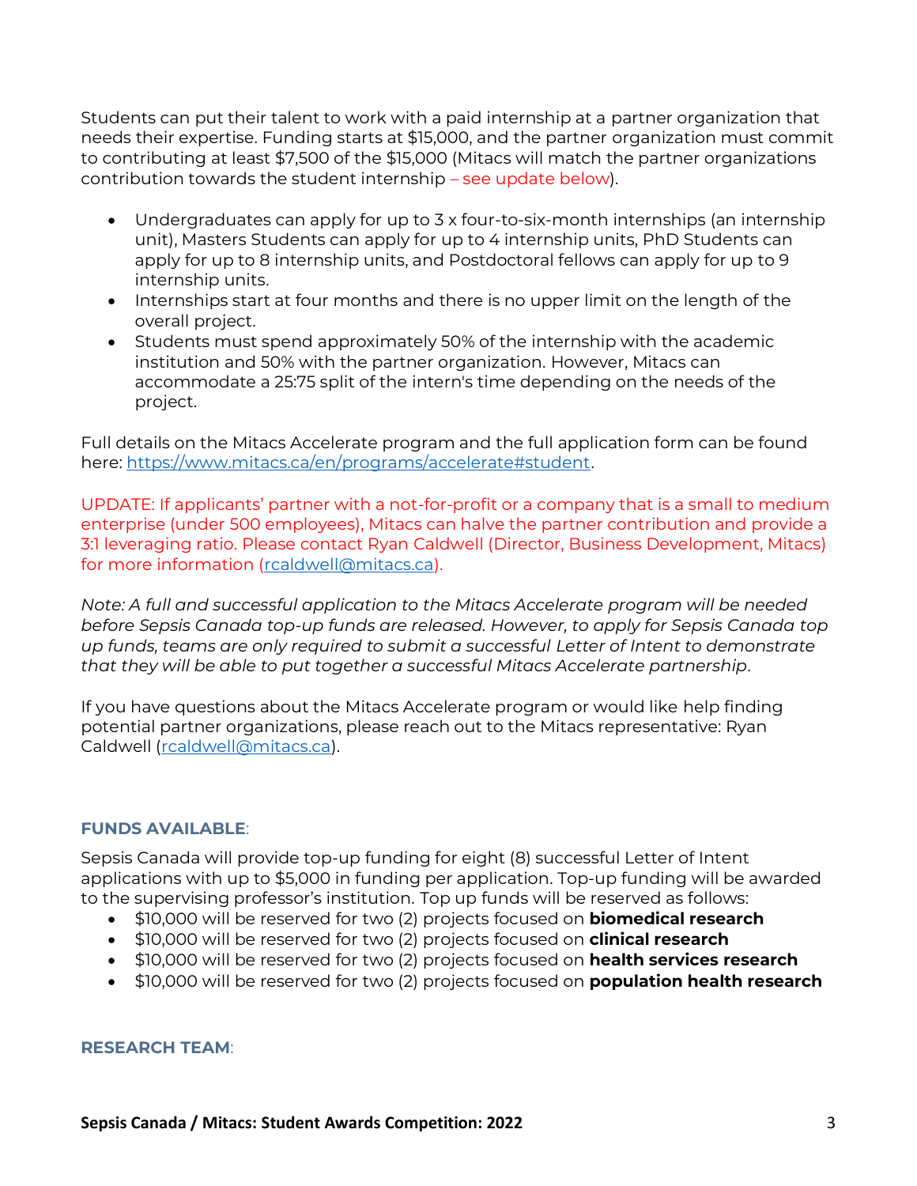Students can put their talent to work with a paid internship at a partner organization that needs their expertise. Funding starts at $15,000, and the partner organization must commit to contributing at least $7,500 of the $15,000 (Mitacs will match the partner organizations contribution towards the student internship – see update below).

- Undergraduates can apply for up to 3 x four-to-six-month internships (an internship unit), Masters Students can apply for up to 4 internship units, PhD Students can apply for up to 8 internship units, and Postdoctoral fellows can apply for up to 9 internship units.
- Internships start at four months and there is no upper limit on the length of the overall project.
- Students must spend approximately 50% of the internship with the academic institution and 50% with the partner organization. However, Mitacs can accommodate a 25:75 split of the intern's time depending on the needs of the project.

Full details on the Mitacs Accelerate program and the full application form can be found here: https://www.mitacs.ca/en/programs/accelerate#student.

UPDATE: If applicants' partner with a not-for-profit or a company that is a small to medium enterprise (under 500 employees), Mitacs can halve the partner contribution and provide a 3:1 leveraging ratio. Please contact Ryan Caldwell (Director, Business Development, Mitacs) for more information (rcaldwell@mitacs.ca).

*Note: A full and successful application to the Mitacs Accelerate program will be needed before Sepsis Canada top-up funds are released. However, to apply for Sepsis Canada top up funds, teams are only required to submit a successful Letter of Intent to demonstrate that they will be able to put together a successful Mitacs Accelerate partnership.*

If you have questions about the Mitacs Accelerate program or would like help finding potential partner organizations, please reach out to the Mitacs representative: Ryan Caldwell (rcaldwell@mitacs.ca).

## FUNDS AVAILABLE:

Sepsis Canada will provide top-up funding for eight (8) successful Letter of Intent applications with up to $5,000 in funding per application. Top-up funding will be awarded to the supervising professor's institution. Top up funds will be reserved as follows:

- $10,000 will be reserved for two (2) projects focused on **biomedical research**
- $10,000 will be reserved for two (2) projects focused on **clinical research**
- $10,000 will be reserved for two (2) projects focused on **health services research**
- $10,000 will be reserved for two (2) projects focused on **population health research**

## RESEARCH TEAM: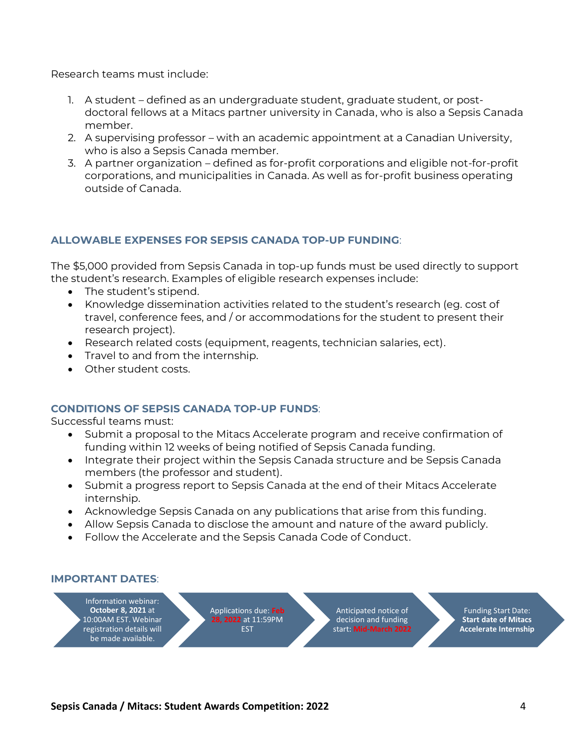Research teams must include:

1. A student – defined as an undergraduate student, graduate student, or post-doctoral fellows at a Mitacs partner university in Canada, who is also a Sepsis Canada member.
2. A supervising professor – with an academic appointment at a Canadian University, who is also a Sepsis Canada member.
3. A partner organization – defined as for-profit corporations and eligible not-for-profit corporations, and municipalities in Canada. As well as for-profit business operating outside of Canada.

### ALLOWABLE EXPENSES FOR SEPSIS CANADA TOP-UP FUNDING:

The $5,000 provided from Sepsis Canada in top-up funds must be used directly to support the student's research. Examples of eligible research expenses include:

- The student's stipend.
- Knowledge dissemination activities related to the student's research (eg. cost of travel, conference fees, and / or accommodations for the student to present their research project).
- Research related costs (equipment, reagents, technician salaries, ect).
- Travel to and from the internship.
- Other student costs.

### CONDITIONS OF SEPSIS CANADA TOP-UP FUNDS:

Successful teams must:

- Submit a proposal to the Mitacs Accelerate program and receive confirmation of funding within 12 weeks of being notified of Sepsis Canada funding.
- Integrate their project within the Sepsis Canada structure and be Sepsis Canada members (the professor and student).
- Submit a progress report to Sepsis Canada at the end of their Mitacs Accelerate internship.
- Acknowledge Sepsis Canada on any publications that arise from this funding.
- Allow Sepsis Canada to disclose the amount and nature of the award publicly.
- Follow the Accelerate and the Sepsis Canada Code of Conduct.

### IMPORTANT DATES:

1. Information webinar: **October 8, 2021** at 10:00AM EST. Webinar registration details will be made available.
2. Applications due: **Feb 28, 2022** at 11:59PM EST
3. Anticipated notice of decision and funding start: **Mid-March 2022**
4. Funding Start Date: **Start date of Mitacs Accelerate Internship**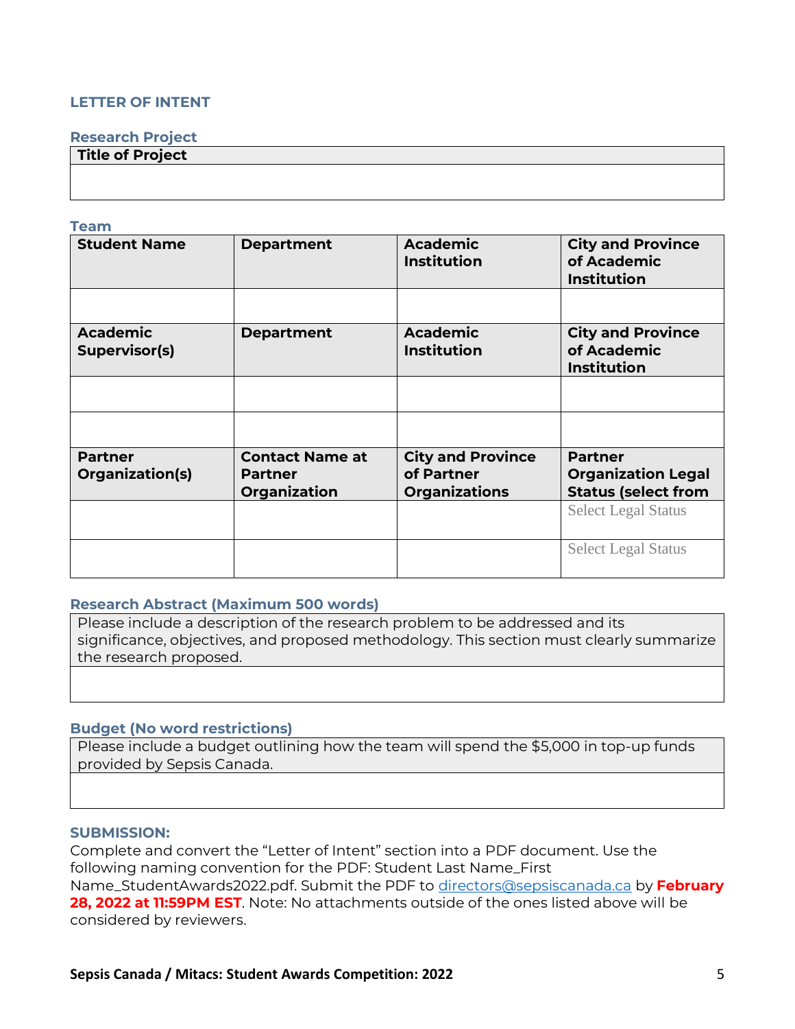## LETTER OF INTENT

### Research Project

| Title of Project |
|---|
| |

### Team

| Student Name | Department | Academic Institution | City and Province of Academic Institution |
|---|---|---|---|
| | | | |
| **Academic Supervisor(s)** | **Department** | **Academic Institution** | **City and Province of Academic Institution** |
| | | | |
| | | | |
| **Partner Organization(s)** | **Contact Name at Partner Organization** | **City and Province of Partner Organizations** | **Partner Organization Legal Status (select from** |
| | | | Select Legal Status |
| | | | Select Legal Status |

### Research Abstract (Maximum 500 words)

| Please include a description of the research problem to be addressed and its significance, objectives, and proposed methodology. This section must clearly summarize the research proposed. |
|---|
| |

### Budget (No word restrictions)

| Please include a budget outlining how the team will spend the $5,000 in top-up funds provided by Sepsis Canada. |
|---|
| |

### SUBMISSION:

Complete and convert the "Letter of Intent" section into a PDF document. Use the following naming convention for the PDF: Student Last Name_First Name_StudentAwards2022.pdf. Submit the PDF to directors@sepsiscanada.ca by **February 28, 2022 at 11:59PM EST**. Note: No attachments outside of the ones listed above will be considered by reviewers.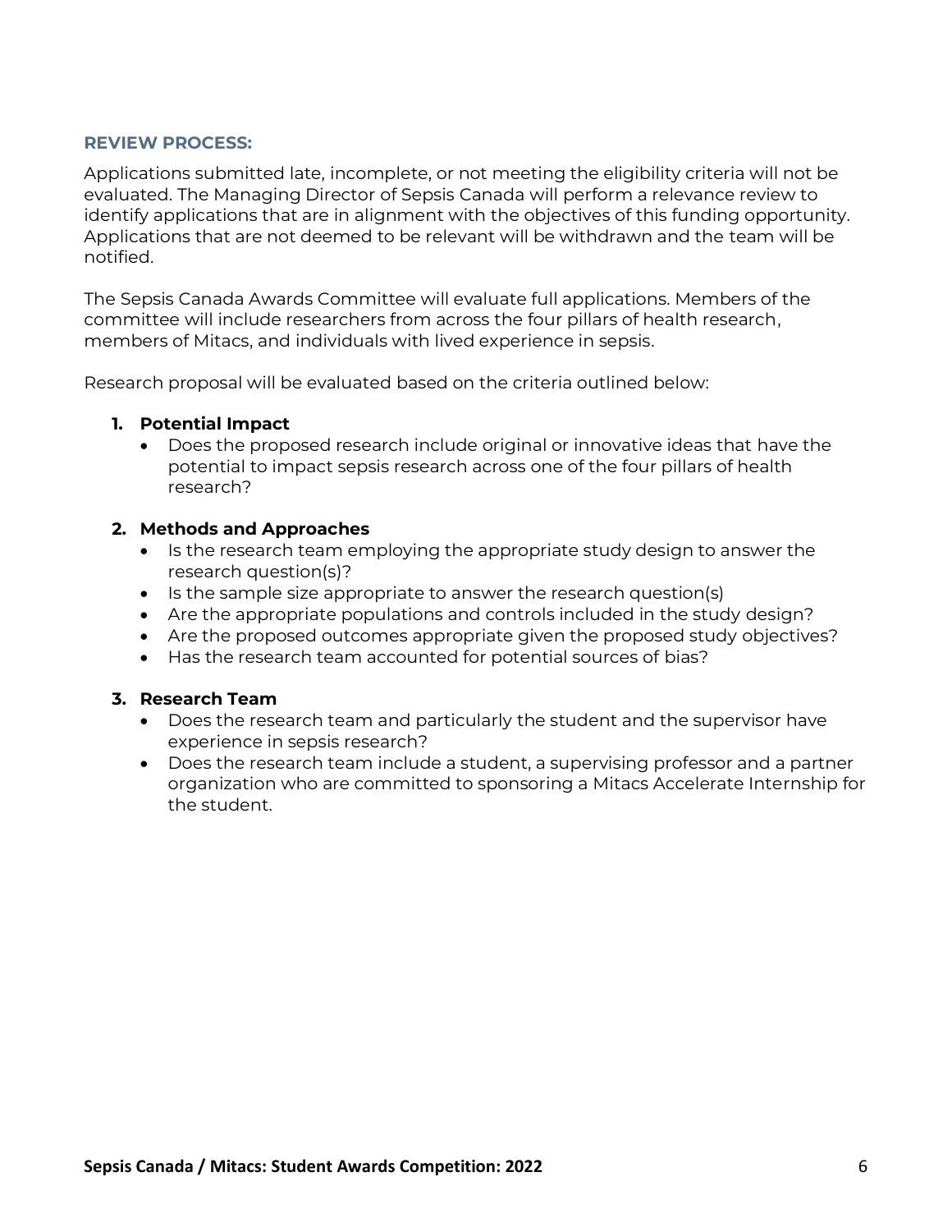## REVIEW PROCESS:

Applications submitted late, incomplete, or not meeting the eligibility criteria will not be evaluated. The Managing Director of Sepsis Canada will perform a relevance review to identify applications that are in alignment with the objectives of this funding opportunity. Applications that are not deemed to be relevant will be withdrawn and the team will be notified.

The Sepsis Canada Awards Committee will evaluate full applications. Members of the committee will include researchers from across the four pillars of health research, members of Mitacs, and individuals with lived experience in sepsis.

Research proposal will be evaluated based on the criteria outlined below:

1. **Potential Impact**
   - Does the proposed research include original or innovative ideas that have the potential to impact sepsis research across one of the four pillars of health research?

2. **Methods and Approaches**
   - Is the research team employing the appropriate study design to answer the research question(s)?
   - Is the sample size appropriate to answer the research question(s)
   - Are the appropriate populations and controls included in the study design?
   - Are the proposed outcomes appropriate given the proposed study objectives?
   - Has the research team accounted for potential sources of bias?

3. **Research Team**
   - Does the research team and particularly the student and the supervisor have experience in sepsis research?
   - Does the research team include a student, a supervising professor and a partner organization who are committed to sponsoring a Mitacs Accelerate Internship for the student.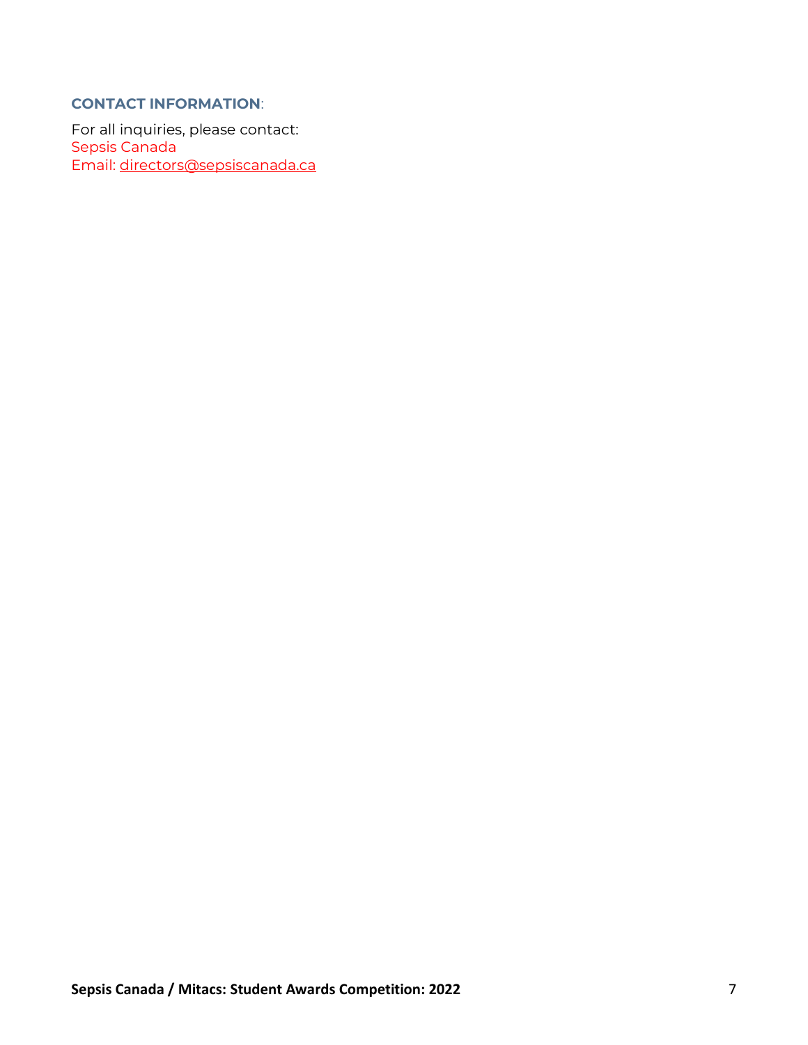**CONTACT INFORMATION**:

For all inquiries, please contact:
Sepsis Canada
Email: directors@sepsiscanada.ca